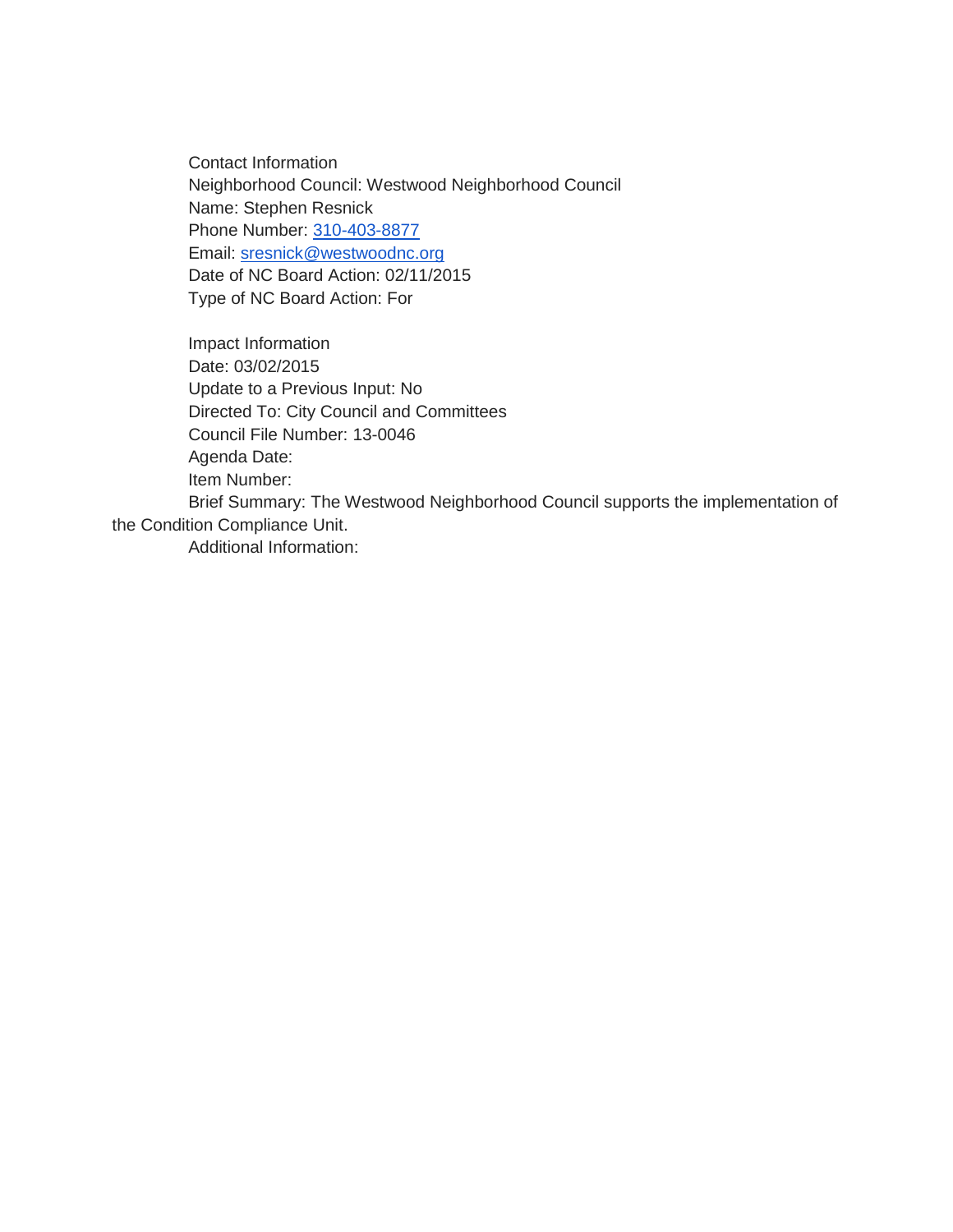Contact Information
Neighborhood Council: Westwood Neighborhood Council
Name: Stephen Resnick
Phone Number: 310-403-8877
Email: sresnick@westwoodnc.org
Date of NC Board Action: 02/11/2015
Type of NC Board Action: For

Impact Information
Date: 03/02/2015
Update to a Previous Input: No
Directed To: City Council and Committees
Council File Number: 13-0046
Agenda Date:
Item Number:
Brief Summary: The Westwood Neighborhood Council supports the implementation of the Condition Compliance Unit.
Additional Information: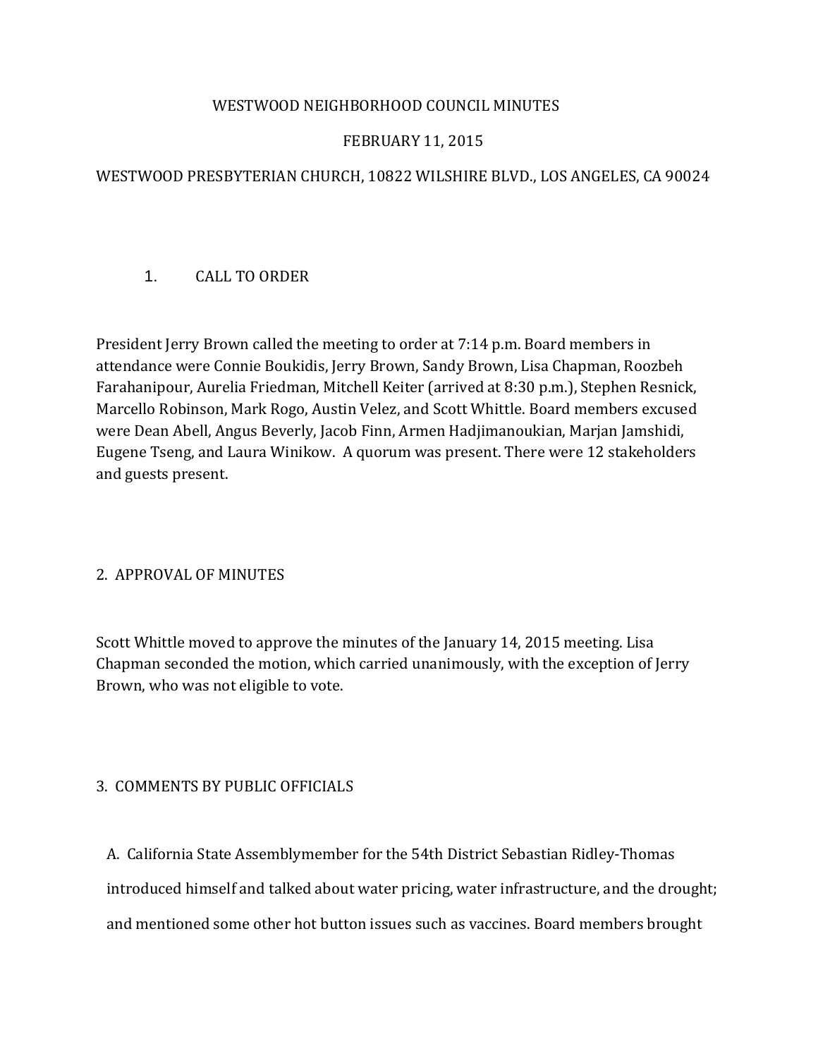WESTWOOD NEIGHBORHOOD COUNCIL MINUTES

FEBRUARY 11, 2015

WESTWOOD PRESBYTERIAN CHURCH, 10822 WILSHIRE BLVD., LOS ANGELES, CA 90024

1. CALL TO ORDER

President Jerry Brown called the meeting to order at 7:14 p.m. Board members in attendance were Connie Boukidis, Jerry Brown, Sandy Brown, Lisa Chapman, Roozbeh Farahanipour, Aurelia Friedman, Mitchell Keiter (arrived at 8:30 p.m.), Stephen Resnick, Marcello Robinson, Mark Rogo, Austin Velez, and Scott Whittle. Board members excused were Dean Abell, Angus Beverly, Jacob Finn, Armen Hadjimanoukian, Marjan Jamshidi, Eugene Tseng, and Laura Winikow. A quorum was present. There were 12 stakeholders and guests present.

2. APPROVAL OF MINUTES

Scott Whittle moved to approve the minutes of the January 14, 2015 meeting. Lisa Chapman seconded the motion, which carried unanimously, with the exception of Jerry Brown, who was not eligible to vote.

3. COMMENTS BY PUBLIC OFFICIALS

A. California State Assemblymember for the 54th District Sebastian Ridley-Thomas introduced himself and talked about water pricing, water infrastructure, and the drought; and mentioned some other hot button issues such as vaccines. Board members brought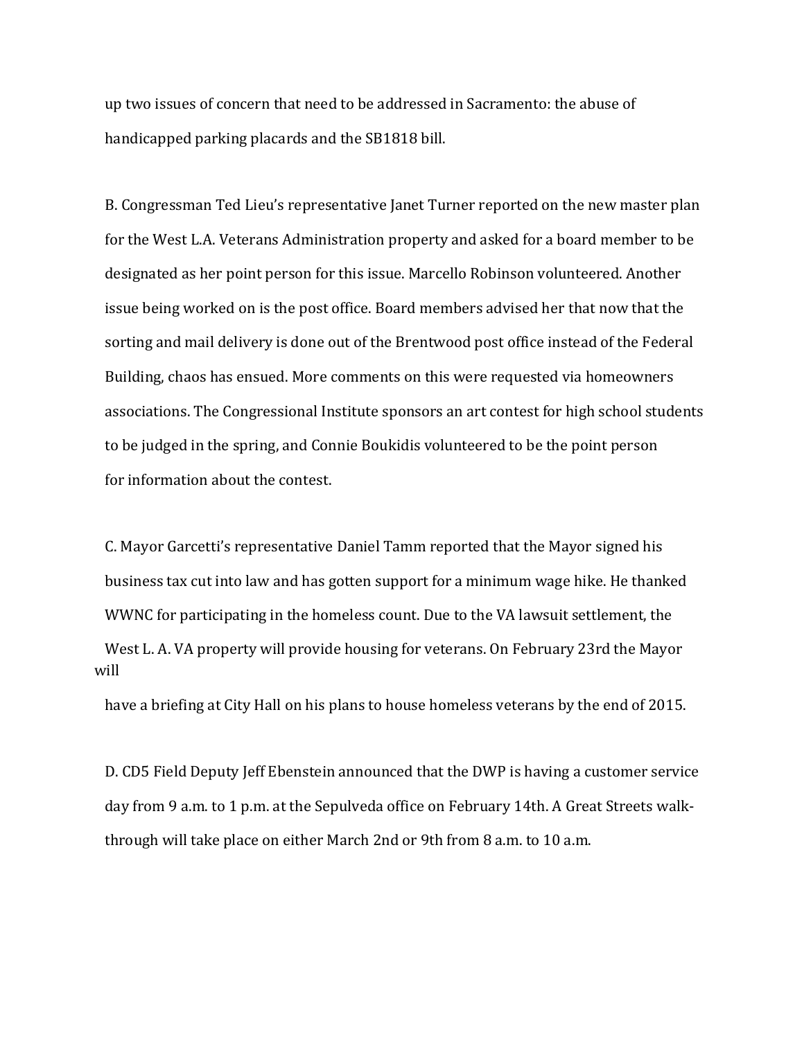up two issues of concern that need to be addressed in Sacramento: the abuse of handicapped parking placards and the SB1818 bill.

B. Congressman Ted Lieu's representative Janet Turner reported on the new master plan for the West L.A. Veterans Administration property and asked for a board member to be designated as her point person for this issue. Marcello Robinson volunteered. Another issue being worked on is the post office. Board members advised her that now that the sorting and mail delivery is done out of the Brentwood post office instead of the Federal Building, chaos has ensued. More comments on this were requested via homeowners associations. The Congressional Institute sponsors an art contest for high school students to be judged in the spring, and Connie Boukidis volunteered to be the point person for information about the contest.

C. Mayor Garcetti's representative Daniel Tamm reported that the Mayor signed his business tax cut into law and has gotten support for a minimum wage hike. He thanked WWNC for participating in the homeless count. Due to the VA lawsuit settlement, the West L. A. VA property will provide housing for veterans. On February 23rd the Mayor will have a briefing at City Hall on his plans to house homeless veterans by the end of 2015.

D. CD5 Field Deputy Jeff Ebenstein announced that the DWP is having a customer service day from 9 a.m. to 1 p.m. at the Sepulveda office on February 14th. A Great Streets walk-through will take place on either March 2nd or 9th from 8 a.m. to 10 a.m.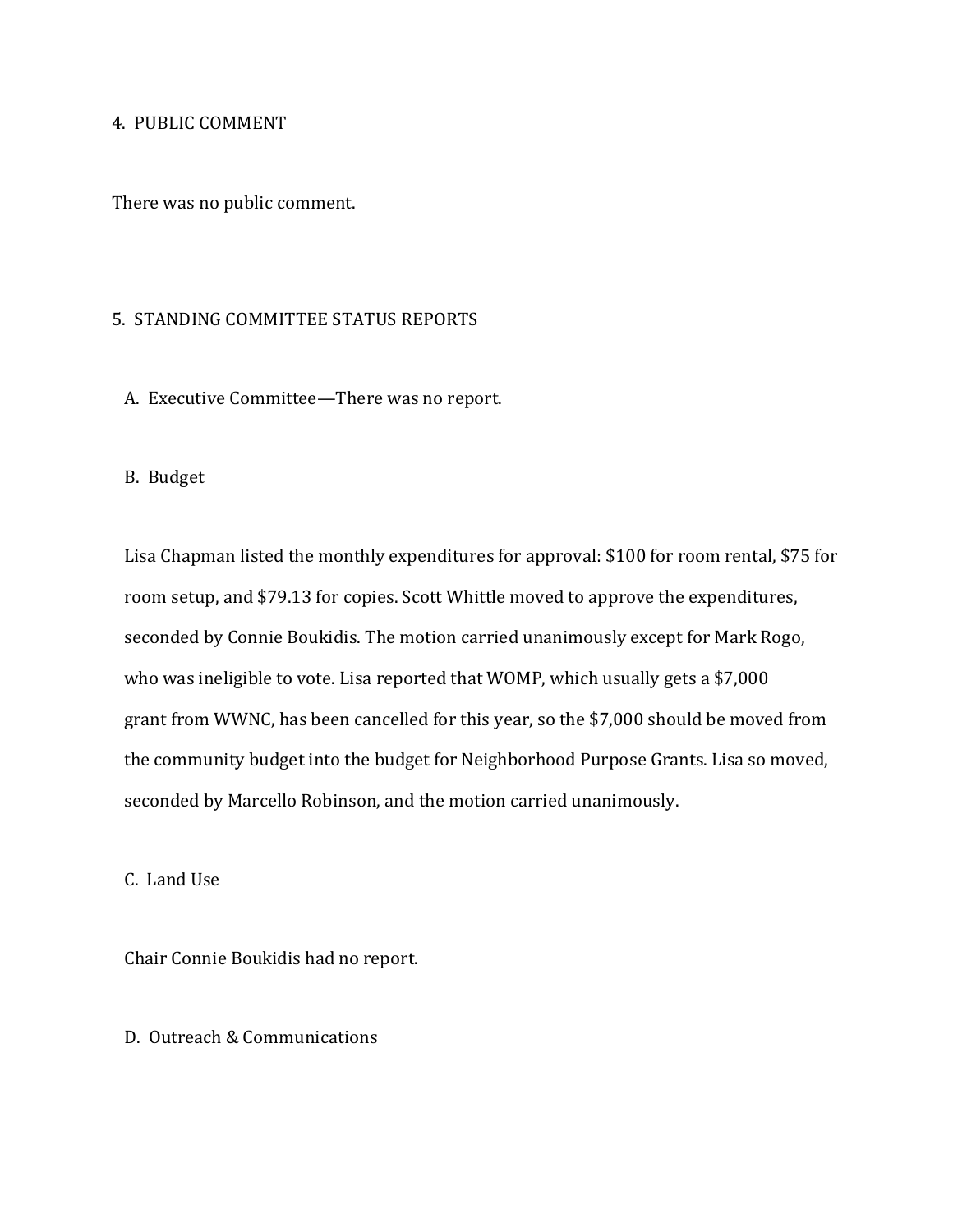## 4. PUBLIC COMMENT

There was no public comment.

## 5. STANDING COMMITTEE STATUS REPORTS

### A. Executive Committee—There was no report.

### B. Budget

Lisa Chapman listed the monthly expenditures for approval: $100 for room rental, $75 for room setup, and $79.13 for copies. Scott Whittle moved to approve the expenditures, seconded by Connie Boukidis. The motion carried unanimously except for Mark Rogo, who was ineligible to vote. Lisa reported that WOMP, which usually gets a $7,000 grant from WWNC, has been cancelled for this year, so the $7,000 should be moved from the community budget into the budget for Neighborhood Purpose Grants. Lisa so moved, seconded by Marcello Robinson, and the motion carried unanimously.

### C. Land Use

Chair Connie Boukidis had no report.

### D. Outreach & Communications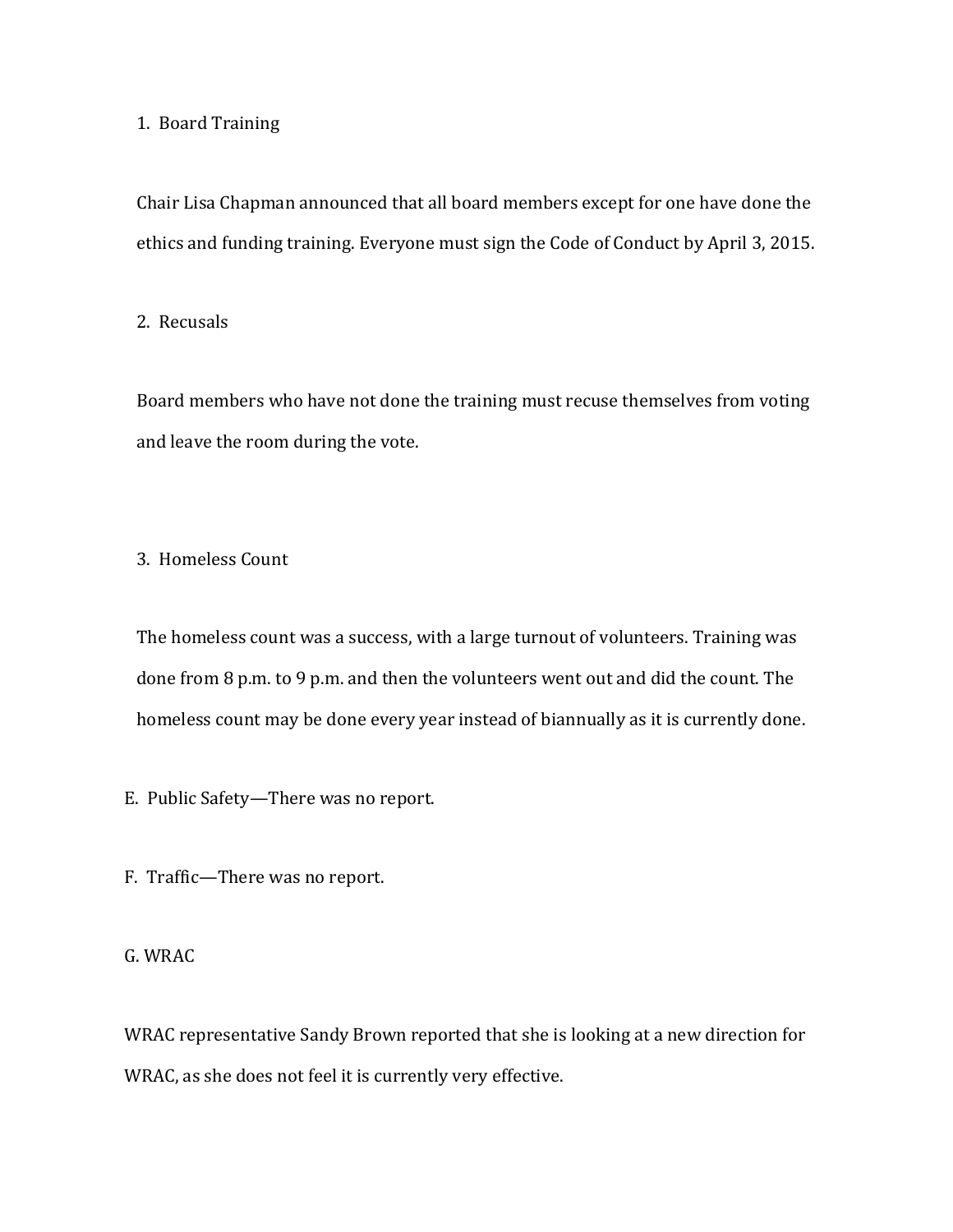1. Board Training

Chair Lisa Chapman announced that all board members except for one have done the ethics and funding training. Everyone must sign the Code of Conduct by April 3, 2015.

2. Recusals

Board members who have not done the training must recuse themselves from voting and leave the room during the vote.

3. Homeless Count

The homeless count was a success, with a large turnout of volunteers. Training was done from 8 p.m. to 9 p.m. and then the volunteers went out and did the count. The homeless count may be done every year instead of biannually as it is currently done.

E. Public Safety—There was no report.

F. Traffic—There was no report.

G. WRAC

WRAC representative Sandy Brown reported that she is looking at a new direction for WRAC, as she does not feel it is currently very effective.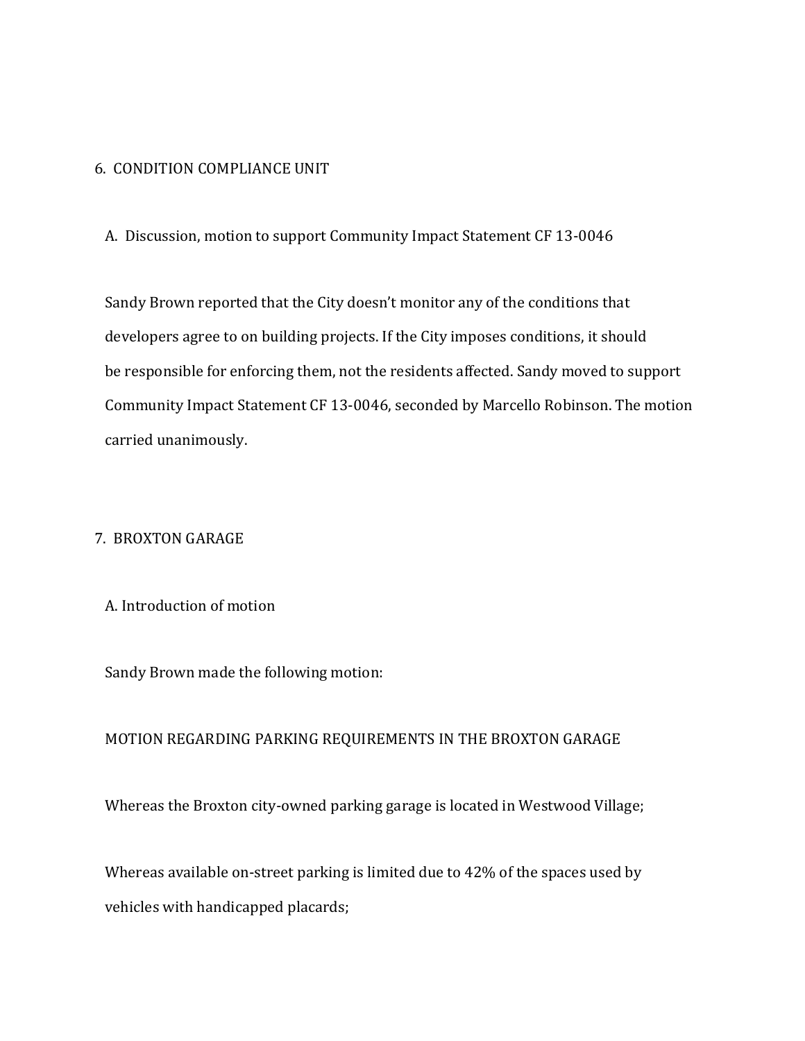## 6. CONDITION COMPLIANCE UNIT

### A. Discussion, motion to support Community Impact Statement CF 13-0046

Sandy Brown reported that the City doesn't monitor any of the conditions that developers agree to on building projects. If the City imposes conditions, it should be responsible for enforcing them, not the residents affected. Sandy moved to support Community Impact Statement CF 13-0046, seconded by Marcello Robinson. The motion carried unanimously.

## 7. BROXTON GARAGE

### A. Introduction of motion

Sandy Brown made the following motion:

MOTION REGARDING PARKING REQUIREMENTS IN THE BROXTON GARAGE

Whereas the Broxton city-owned parking garage is located in Westwood Village;

Whereas available on-street parking is limited due to 42% of the spaces used by vehicles with handicapped placards;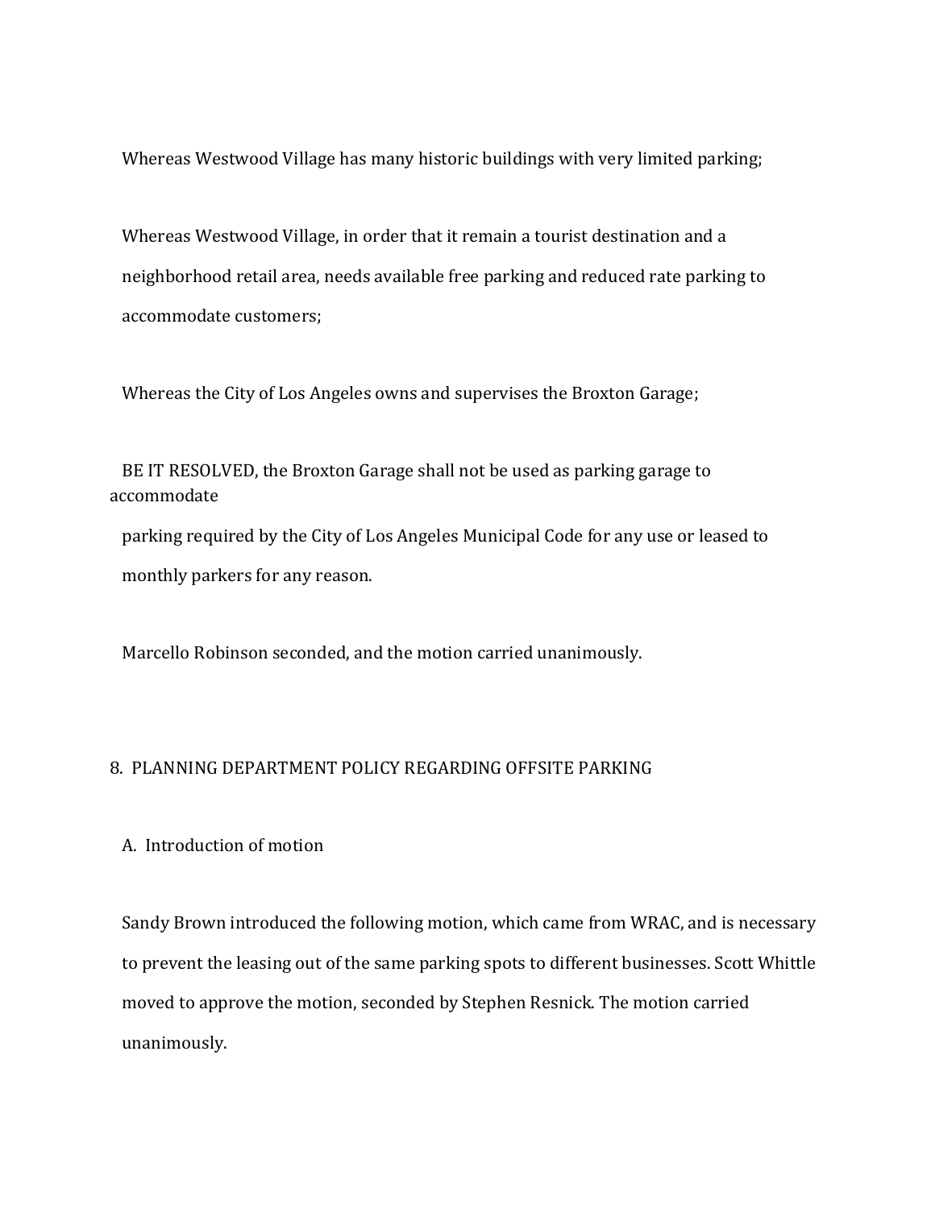Whereas Westwood Village has many historic buildings with very limited parking;

Whereas Westwood Village, in order that it remain a tourist destination and a neighborhood retail area, needs available free parking and reduced rate parking to accommodate customers;

Whereas the City of Los Angeles owns and supervises the Broxton Garage;

BE IT RESOLVED, the Broxton Garage shall not be used as parking garage to accommodate parking required by the City of Los Angeles Municipal Code for any use or leased to monthly parkers for any reason.

Marcello Robinson seconded, and the motion carried unanimously.

8. PLANNING DEPARTMENT POLICY REGARDING OFFSITE PARKING

A. Introduction of motion

Sandy Brown introduced the following motion, which came from WRAC, and is necessary to prevent the leasing out of the same parking spots to different businesses. Scott Whittle moved to approve the motion, seconded by Stephen Resnick. The motion carried unanimously.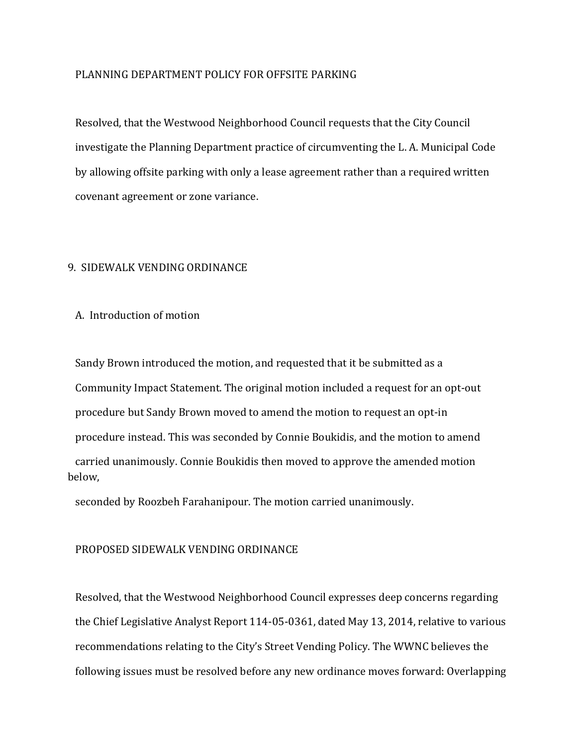PLANNING DEPARTMENT POLICY FOR OFFSITE PARKING

Resolved, that the Westwood Neighborhood Council requests that the City Council investigate the Planning Department practice of circumventing the L. A. Municipal Code by allowing offsite parking with only a lease agreement rather than a required written covenant agreement or zone variance.

9. SIDEWALK VENDING ORDINANCE

A. Introduction of motion

Sandy Brown introduced the motion, and requested that it be submitted as a Community Impact Statement. The original motion included a request for an opt-out procedure but Sandy Brown moved to amend the motion to request an opt-in procedure instead. This was seconded by Connie Boukidis, and the motion to amend carried unanimously. Connie Boukidis then moved to approve the amended motion below, seconded by Roozbeh Farahanipour. The motion carried unanimously.

PROPOSED SIDEWALK VENDING ORDINANCE

Resolved, that the Westwood Neighborhood Council expresses deep concerns regarding the Chief Legislative Analyst Report 114-05-0361, dated May 13, 2014, relative to various recommendations relating to the City's Street Vending Policy. The WWNC believes the following issues must be resolved before any new ordinance moves forward: Overlapping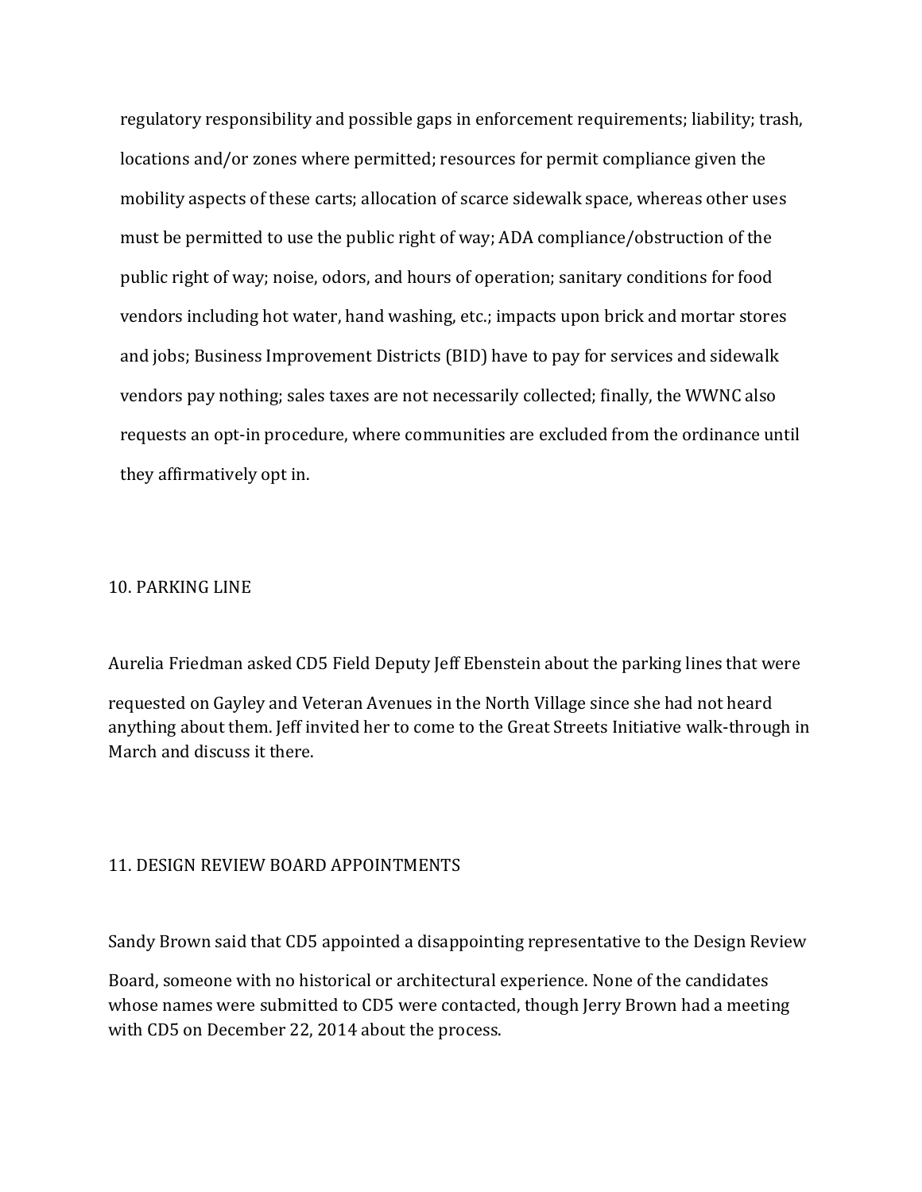regulatory responsibility and possible gaps in enforcement requirements; liability; trash, locations and/or zones where permitted; resources for permit compliance given the mobility aspects of these carts; allocation of scarce sidewalk space, whereas other uses must be permitted to use the public right of way; ADA compliance/obstruction of the public right of way; noise, odors, and hours of operation; sanitary conditions for food vendors including hot water, hand washing, etc.; impacts upon brick and mortar stores and jobs; Business Improvement Districts (BID) have to pay for services and sidewalk vendors pay nothing; sales taxes are not necessarily collected; finally, the WWNC also requests an opt-in procedure, where communities are excluded from the ordinance until they affirmatively opt in.

10. PARKING LINE

Aurelia Friedman asked CD5 Field Deputy Jeff Ebenstein about the parking lines that were requested on Gayley and Veteran Avenues in the North Village since she had not heard anything about them. Jeff invited her to come to the Great Streets Initiative walk-through in March and discuss it there.

11. DESIGN REVIEW BOARD APPOINTMENTS

Sandy Brown said that CD5 appointed a disappointing representative to the Design Review Board, someone with no historical or architectural experience. None of the candidates whose names were submitted to CD5 were contacted, though Jerry Brown had a meeting with CD5 on December 22, 2014 about the process.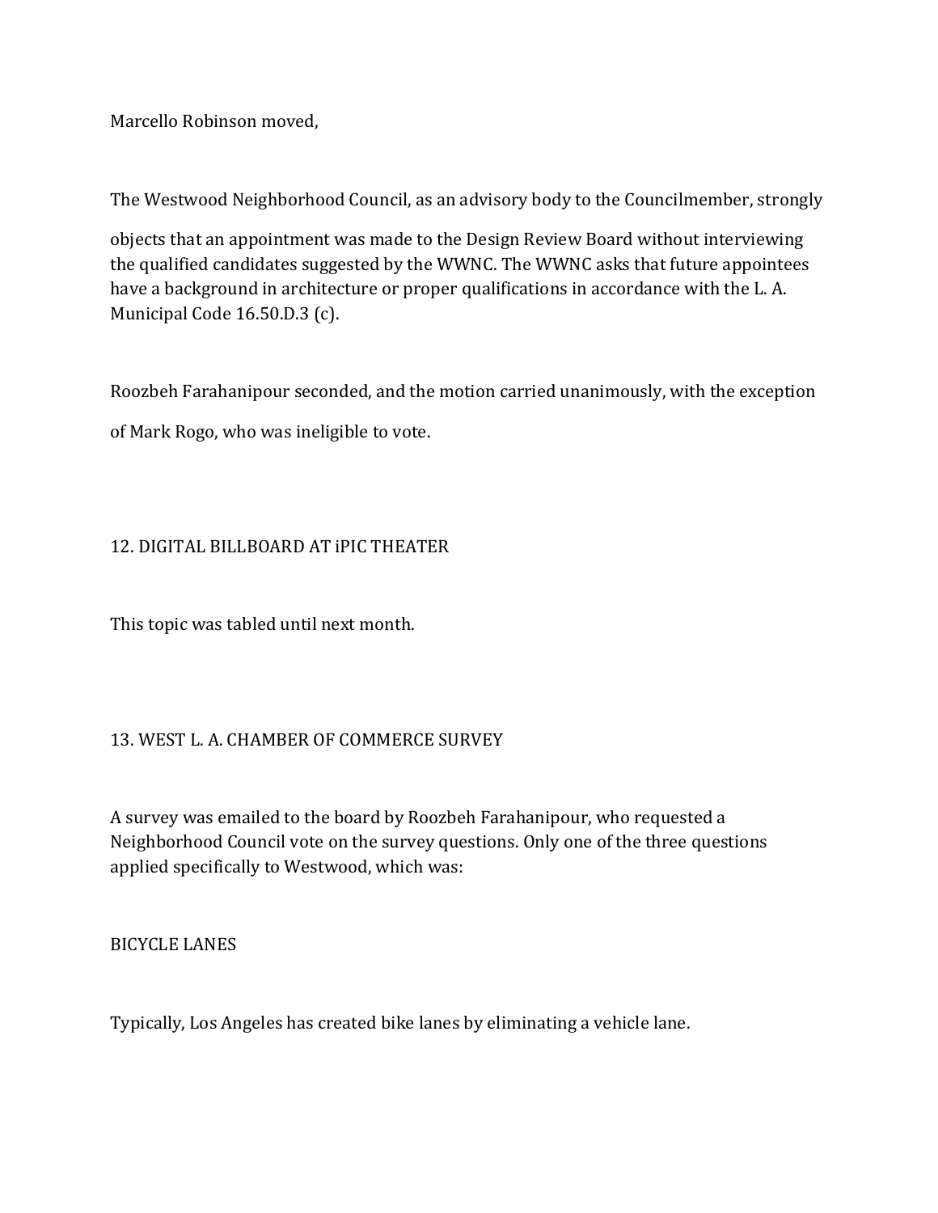Marcello Robinson moved,

The Westwood Neighborhood Council, as an advisory body to the Councilmember, strongly objects that an appointment was made to the Design Review Board without interviewing the qualified candidates suggested by the WWNC. The WWNC asks that future appointees have a background in architecture or proper qualifications in accordance with the L. A. Municipal Code 16.50.D.3 (c).

Roozbeh Farahanipour seconded, and the motion carried unanimously, with the exception of Mark Rogo, who was ineligible to vote.

## 12. DIGITAL BILLBOARD AT iPIC THEATER

This topic was tabled until next month.

## 13. WEST L. A. CHAMBER OF COMMERCE SURVEY

A survey was emailed to the board by Roozbeh Farahanipour, who requested a Neighborhood Council vote on the survey questions. Only one of the three questions applied specifically to Westwood, which was:

### BICYCLE LANES

Typically, Los Angeles has created bike lanes by eliminating a vehicle lane.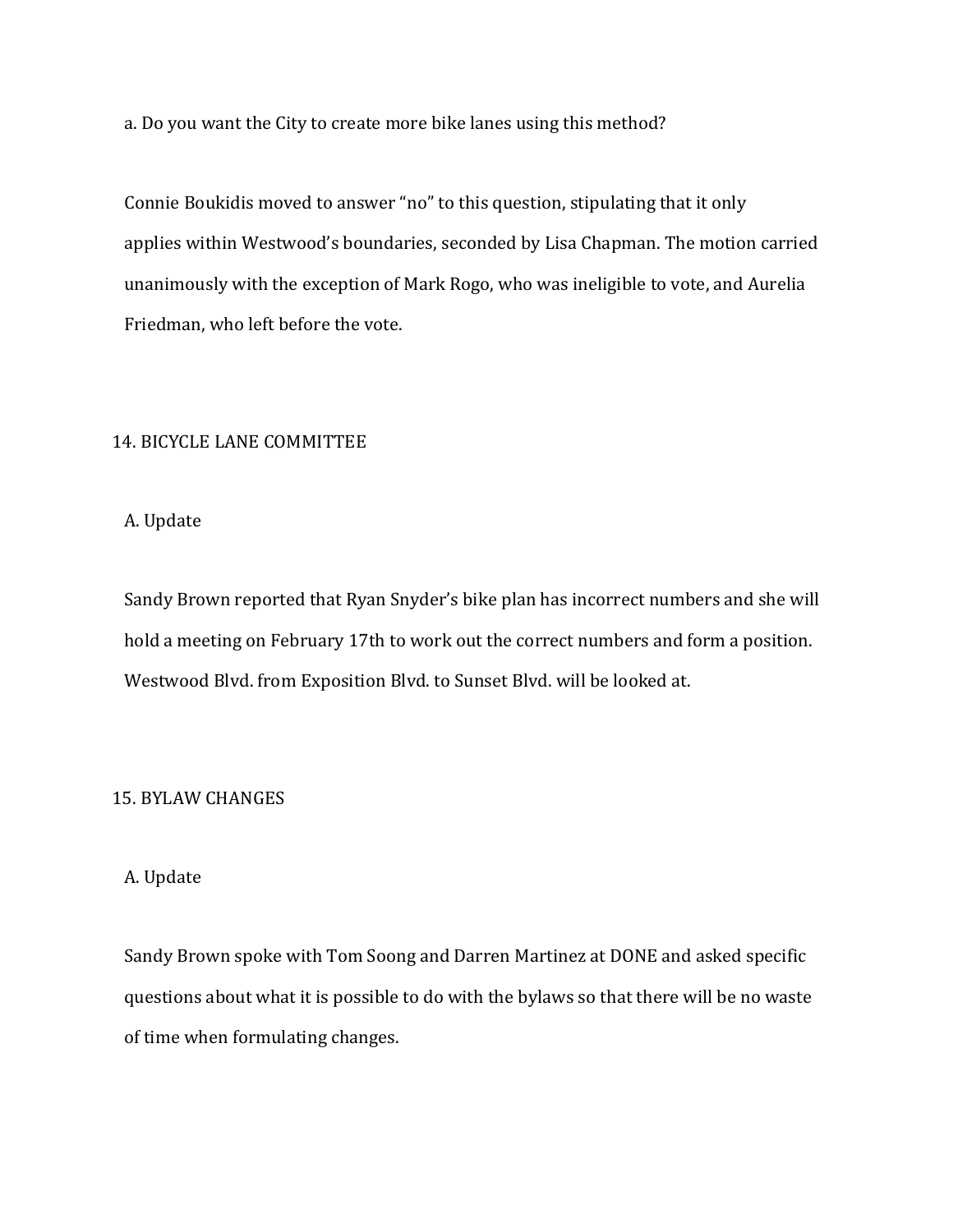a. Do you want the City to create more bike lanes using this method?

Connie Boukidis moved to answer "no" to this question, stipulating that it only applies within Westwood's boundaries, seconded by Lisa Chapman. The motion carried unanimously with the exception of Mark Rogo, who was ineligible to vote, and Aurelia Friedman, who left before the vote.

## 14. BICYCLE LANE COMMITTEE

### A. Update

Sandy Brown reported that Ryan Snyder's bike plan has incorrect numbers and she will hold a meeting on February 17th to work out the correct numbers and form a position. Westwood Blvd. from Exposition Blvd. to Sunset Blvd. will be looked at.

## 15. BYLAW CHANGES

### A. Update

Sandy Brown spoke with Tom Soong and Darren Martinez at DONE and asked specific questions about what it is possible to do with the bylaws so that there will be no waste of time when formulating changes.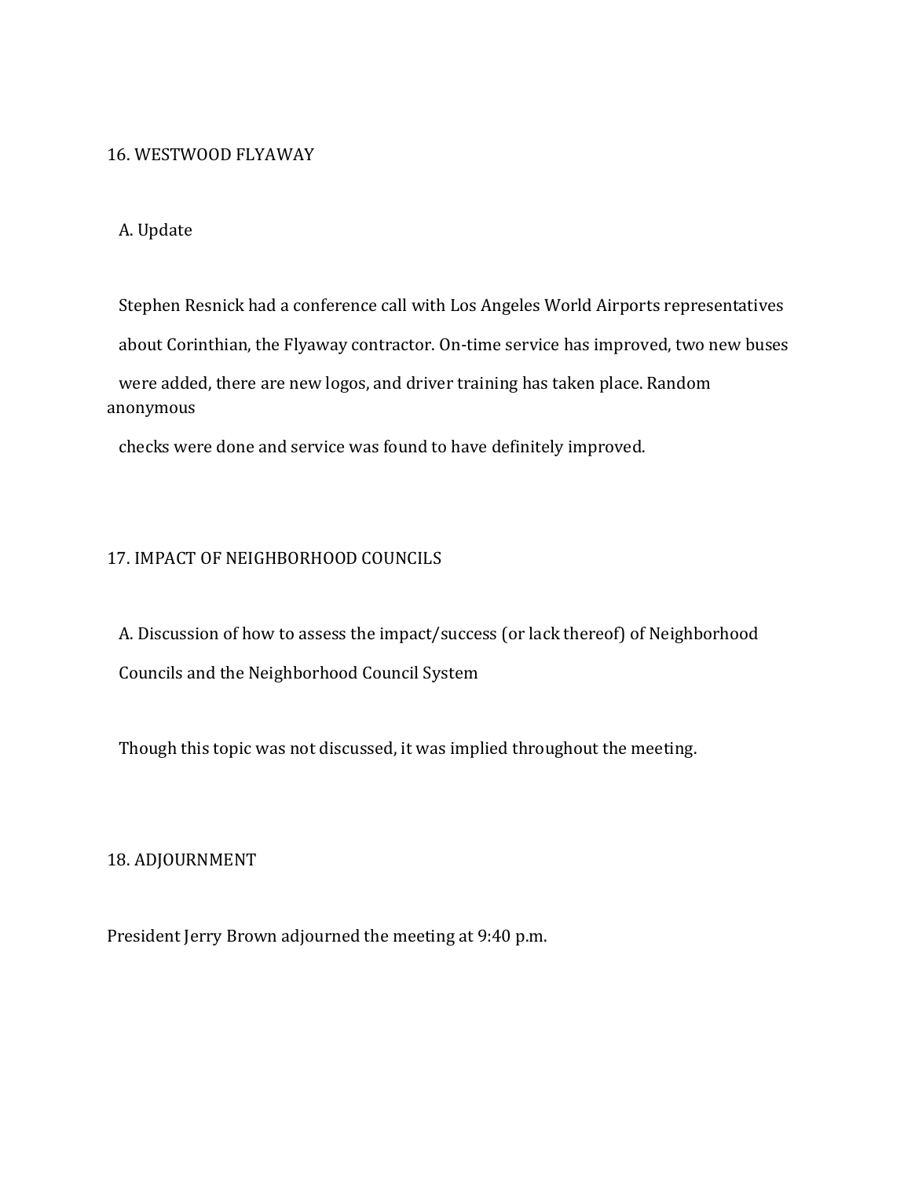16. WESTWOOD FLYAWAY

A. Update

Stephen Resnick had a conference call with Los Angeles World Airports representatives about Corinthian, the Flyaway contractor. On-time service has improved, two new buses were added, there are new logos, and driver training has taken place. Random anonymous checks were done and service was found to have definitely improved.

17. IMPACT OF NEIGHBORHOOD COUNCILS

A. Discussion of how to assess the impact/success (or lack thereof) of Neighborhood Councils and the Neighborhood Council System

Though this topic was not discussed, it was implied throughout the meeting.

18. ADJOURNMENT

President Jerry Brown adjourned the meeting at 9:40 p.m.